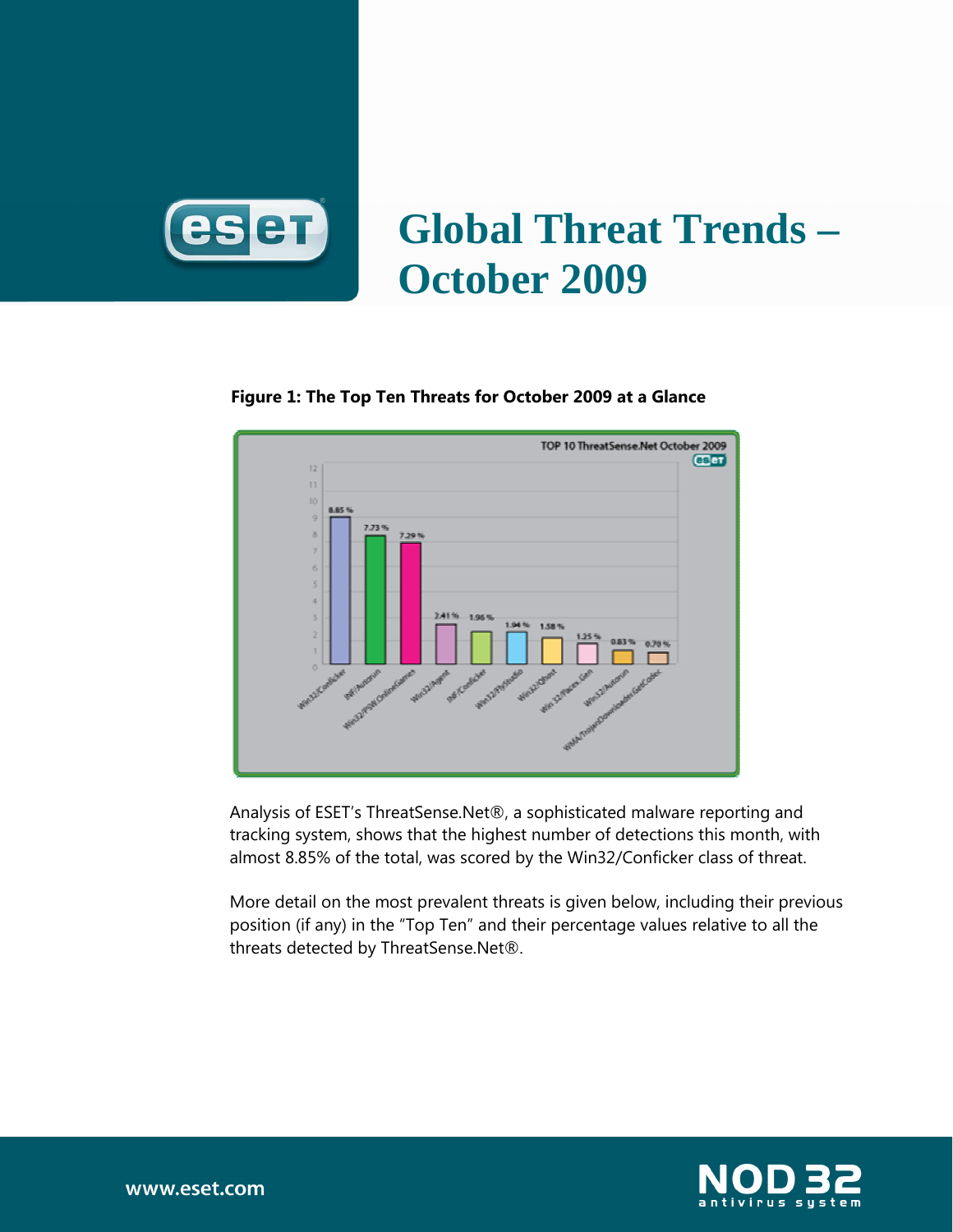# Global Threat Trends – October 2009

**Figure 1: The Top Ten Threats for October 2009 at a Glance**

Analysis of ESET's ThreatSense.Net®, a sophisticated malware reporting and tracking system, shows that the highest number of detections this month, with almost 8.85% of the total, was scored by the Win32/Conficker class of threat.

More detail on the most prevalent threats is given below, including their previous position (if any) in the "Top Ten" and their percentage values relative to all the threats detected by ThreatSense.Net®.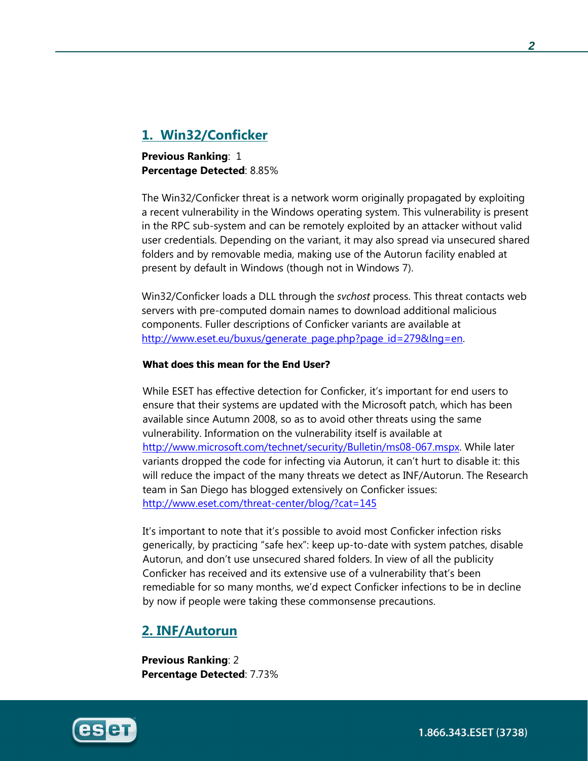## 1. Win32/Conficker

**Previous Ranking**: 1
**Percentage Detected**: 8.85%

The Win32/Conficker threat is a network worm originally propagated by exploiting a recent vulnerability in the Windows operating system. This vulnerability is present in the RPC sub-system and can be remotely exploited by an attacker without valid user credentials. Depending on the variant, it may also spread via unsecured shared folders and by removable media, making use of the Autorun facility enabled at present by default in Windows (though not in Windows 7).

Win32/Conficker loads a DLL through the *svchost* process. This threat contacts web servers with pre-computed domain names to download additional malicious components. Fuller descriptions of Conficker variants are available at http://www.eset.eu/buxus/generate_page.php?page_id=279&lng=en.

#### What does this mean for the End User?

While ESET has effective detection for Conficker, it's important for end users to ensure that their systems are updated with the Microsoft patch, which has been available since Autumn 2008, so as to avoid other threats using the same vulnerability. Information on the vulnerability itself is available at http://www.microsoft.com/technet/security/Bulletin/ms08-067.mspx. While later variants dropped the code for infecting via Autorun, it can't hurt to disable it: this will reduce the impact of the many threats we detect as INF/Autorun. The Research team in San Diego has blogged extensively on Conficker issues: http://www.eset.com/threat-center/blog/?cat=145

It's important to note that it's possible to avoid most Conficker infection risks generically, by practicing "safe hex": keep up-to-date with system patches, disable Autorun, and don't use unsecured shared folders. In view of all the publicity Conficker has received and its extensive use of a vulnerability that's been remediable for so many months, we'd expect Conficker infections to be in decline by now if people were taking these commonsense precautions.

## 2. INF/Autorun

**Previous Ranking**: 2
**Percentage Detected**: 7.73%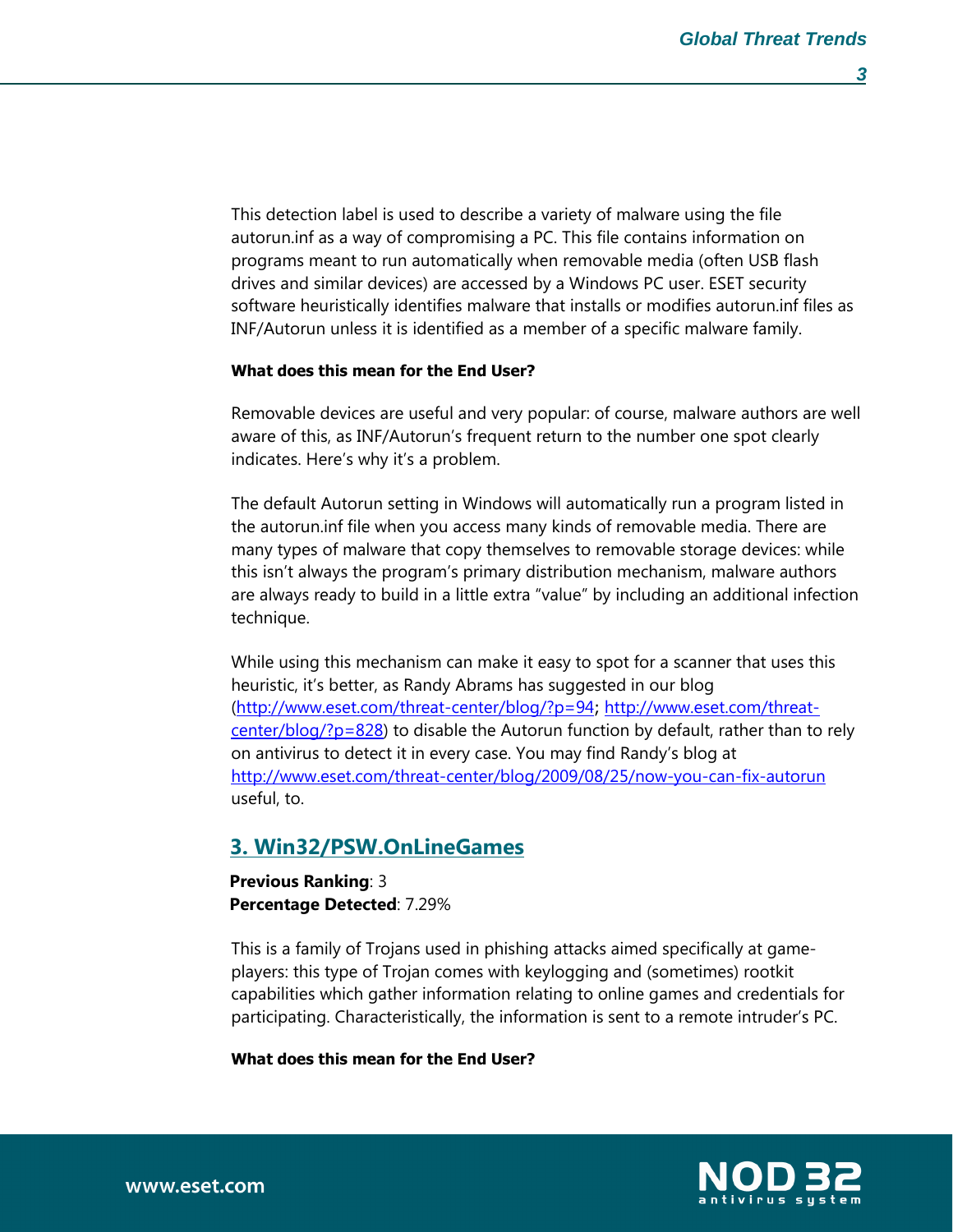This detection label is used to describe a variety of malware using the file autorun.inf as a way of compromising a PC. This file contains information on programs meant to run automatically when removable media (often USB flash drives and similar devices) are accessed by a Windows PC user. ESET security software heuristically identifies malware that installs or modifies autorun.inf files as INF/Autorun unless it is identified as a member of a specific malware family.

**What does this mean for the End User?**

Removable devices are useful and very popular: of course, malware authors are well aware of this, as INF/Autorun's frequent return to the number one spot clearly indicates. Here's why it's a problem.

The default Autorun setting in Windows will automatically run a program listed in the autorun.inf file when you access many kinds of removable media. There are many types of malware that copy themselves to removable storage devices: while this isn't always the program's primary distribution mechanism, malware authors are always ready to build in a little extra "value" by including an additional infection technique.

While using this mechanism can make it easy to spot for a scanner that uses this heuristic, it's better, as Randy Abrams has suggested in our blog (http://www.eset.com/threat-center/blog/?p=94; http://www.eset.com/threat-center/blog/?p=828) to disable the Autorun function by default, rather than to rely on antivirus to detect it in every case. You may find Randy's blog at http://www.eset.com/threat-center/blog/2009/08/25/now-you-can-fix-autorun useful, to.

## 3. Win32/PSW.OnLineGames

**Previous Ranking**: 3
**Percentage Detected**: 7.29%

This is a family of Trojans used in phishing attacks aimed specifically at game-players: this type of Trojan comes with keylogging and (sometimes) rootkit capabilities which gather information relating to online games and credentials for participating. Characteristically, the information is sent to a remote intruder's PC.

**What does this mean for the End User?**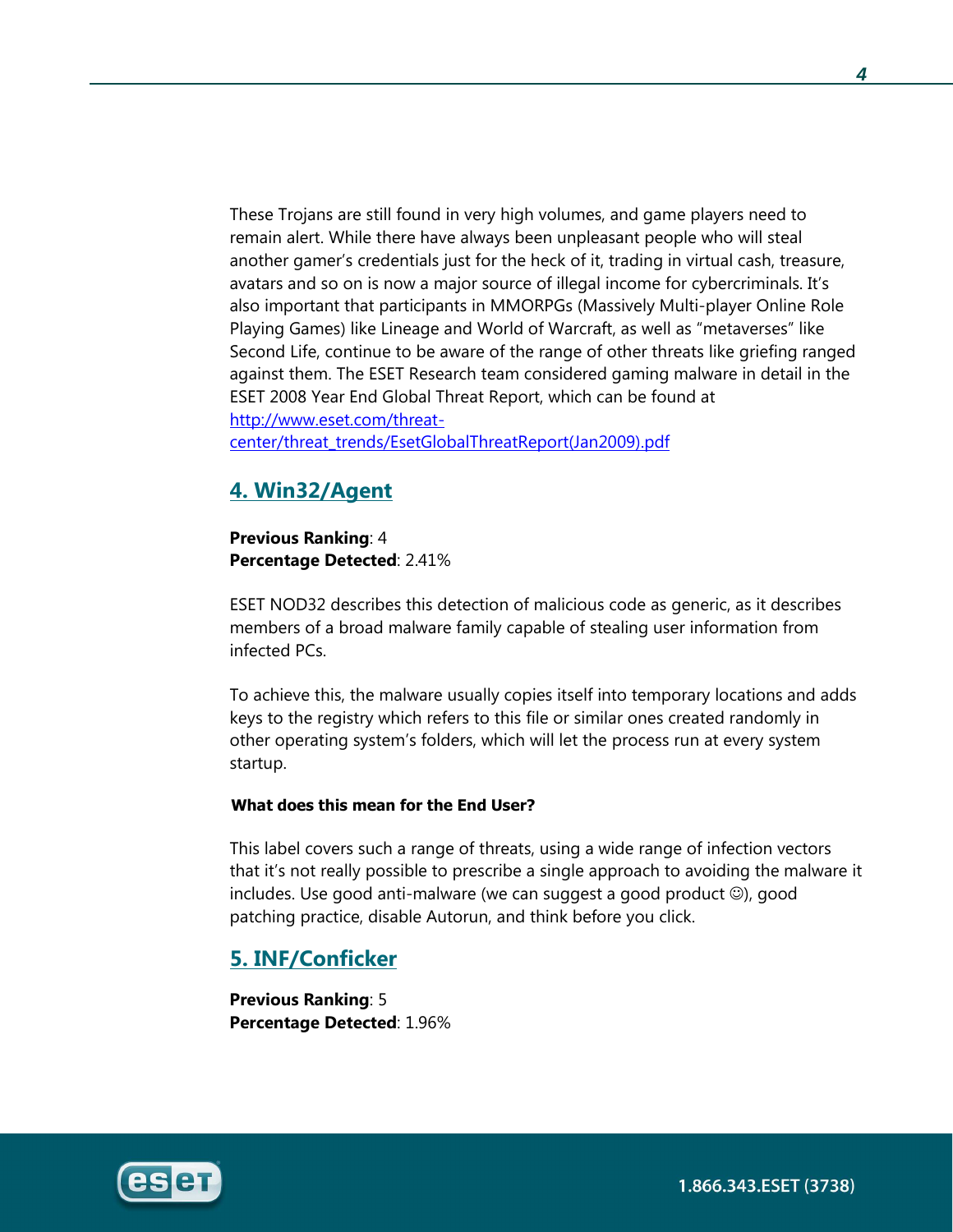These Trojans are still found in very high volumes, and game players need to remain alert. While there have always been unpleasant people who will steal another gamer's credentials just for the heck of it, trading in virtual cash, treasure, avatars and so on is now a major source of illegal income for cybercriminals. It's also important that participants in MMORPGs (Massively Multi-player Online Role Playing Games) like Lineage and World of Warcraft, as well as "metaverses" like Second Life, continue to be aware of the range of other threats like griefing ranged against them. The ESET Research team considered gaming malware in detail in the ESET 2008 Year End Global Threat Report, which can be found at [http://www.eset.com/threat-center/threat_trends/EsetGlobalThreatReport(Jan2009).pdf](http://www.eset.com/threat-center/threat_trends/EsetGlobalThreatReport(Jan2009).pdf)

## 4. Win32/Agent

**Previous Ranking**: 4
**Percentage Detected**: 2.41%

ESET NOD32 describes this detection of malicious code as generic, as it describes members of a broad malware family capable of stealing user information from infected PCs.

To achieve this, the malware usually copies itself into temporary locations and adds keys to the registry which refers to this file or similar ones created randomly in other operating system's folders, which will let the process run at every system startup.

#### What does this mean for the End User?

This label covers such a range of threats, using a wide range of infection vectors that it's not really possible to prescribe a single approach to avoiding the malware it includes. Use good anti-malware (we can suggest a good product ☺), good patching practice, disable Autorun, and think before you click.

## 5. INF/Conficker

**Previous Ranking**: 5
**Percentage Detected**: 1.96%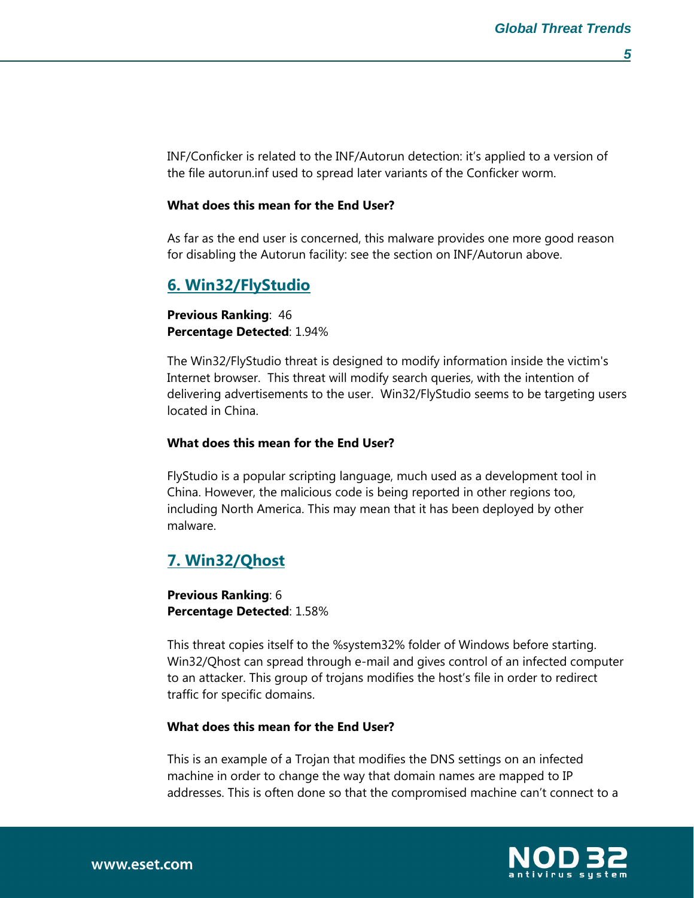INF/Conficker is related to the INF/Autorun detection: it's applied to a version of the file autorun.inf used to spread later variants of the Conficker worm.

**What does this mean for the End User?**

As far as the end user is concerned, this malware provides one more good reason for disabling the Autorun facility: see the section on INF/Autorun above.

## 6. Win32/FlyStudio

**Previous Ranking**: 46
**Percentage Detected**: 1.94%

The Win32/FlyStudio threat is designed to modify information inside the victim's Internet browser. This threat will modify search queries, with the intention of delivering advertisements to the user. Win32/FlyStudio seems to be targeting users located in China.

**What does this mean for the End User?**

FlyStudio is a popular scripting language, much used as a development tool in China. However, the malicious code is being reported in other regions too, including North America. This may mean that it has been deployed by other malware.

## 7. Win32/Qhost

**Previous Ranking**: 6
**Percentage Detected**: 1.58%

This threat copies itself to the %system32% folder of Windows before starting. Win32/Qhost can spread through e-mail and gives control of an infected computer to an attacker. This group of trojans modifies the host's file in order to redirect traffic for specific domains.

**What does this mean for the End User?**

This is an example of a Trojan that modifies the DNS settings on an infected machine in order to change the way that domain names are mapped to IP addresses. This is often done so that the compromised machine can't connect to a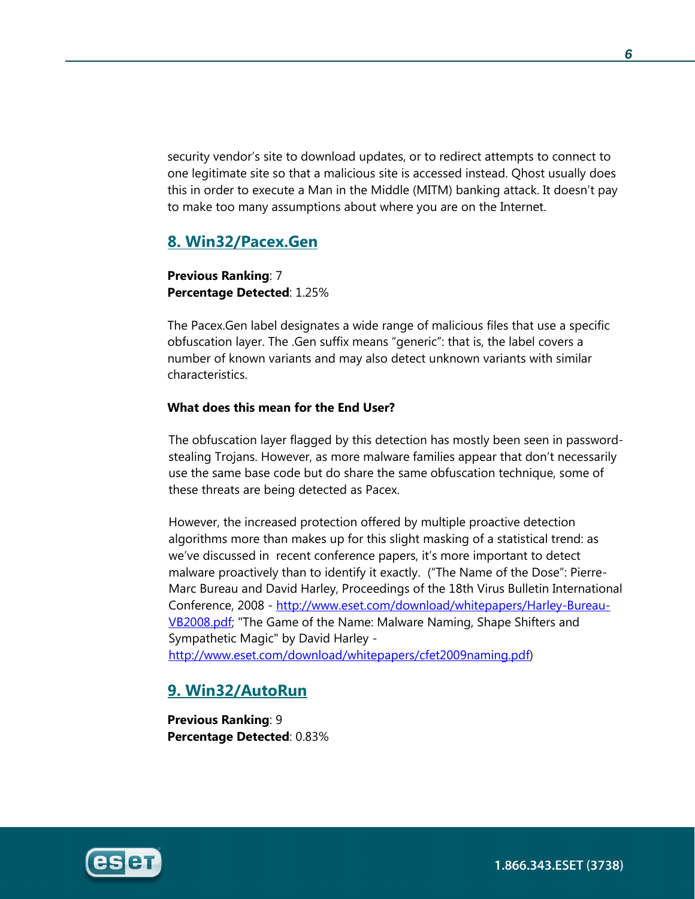security vendor's site to download updates, or to redirect attempts to connect to one legitimate site so that a malicious site is accessed instead. Qhost usually does this in order to execute a Man in the Middle (MITM) banking attack. It doesn't pay to make too many assumptions about where you are on the Internet.

## 8. Win32/Pacex.Gen

**Previous Ranking**: 7
**Percentage Detected**: 1.25%

The Pacex.Gen label designates a wide range of malicious files that use a specific obfuscation layer. The .Gen suffix means "generic": that is, the label covers a number of known variants and may also detect unknown variants with similar characteristics.

**What does this mean for the End User?**

The obfuscation layer flagged by this detection has mostly been seen in password-stealing Trojans. However, as more malware families appear that don't necessarily use the same base code but do share the same obfuscation technique, some of these threats are being detected as Pacex.

However, the increased protection offered by multiple proactive detection algorithms more than makes up for this slight masking of a statistical trend: as we've discussed in recent conference papers, it's more important to detect malware proactively than to identify it exactly. ("The Name of the Dose": Pierre-Marc Bureau and David Harley, Proceedings of the 18th Virus Bulletin International Conference, 2008 - http://www.eset.com/download/whitepapers/Harley-Bureau-VB2008.pdf; "The Game of the Name: Malware Naming, Shape Shifters and Sympathetic Magic" by David Harley - http://www.eset.com/download/whitepapers/cfet2009naming.pdf)

## 9. Win32/AutoRun

**Previous Ranking**: 9
**Percentage Detected**: 0.83%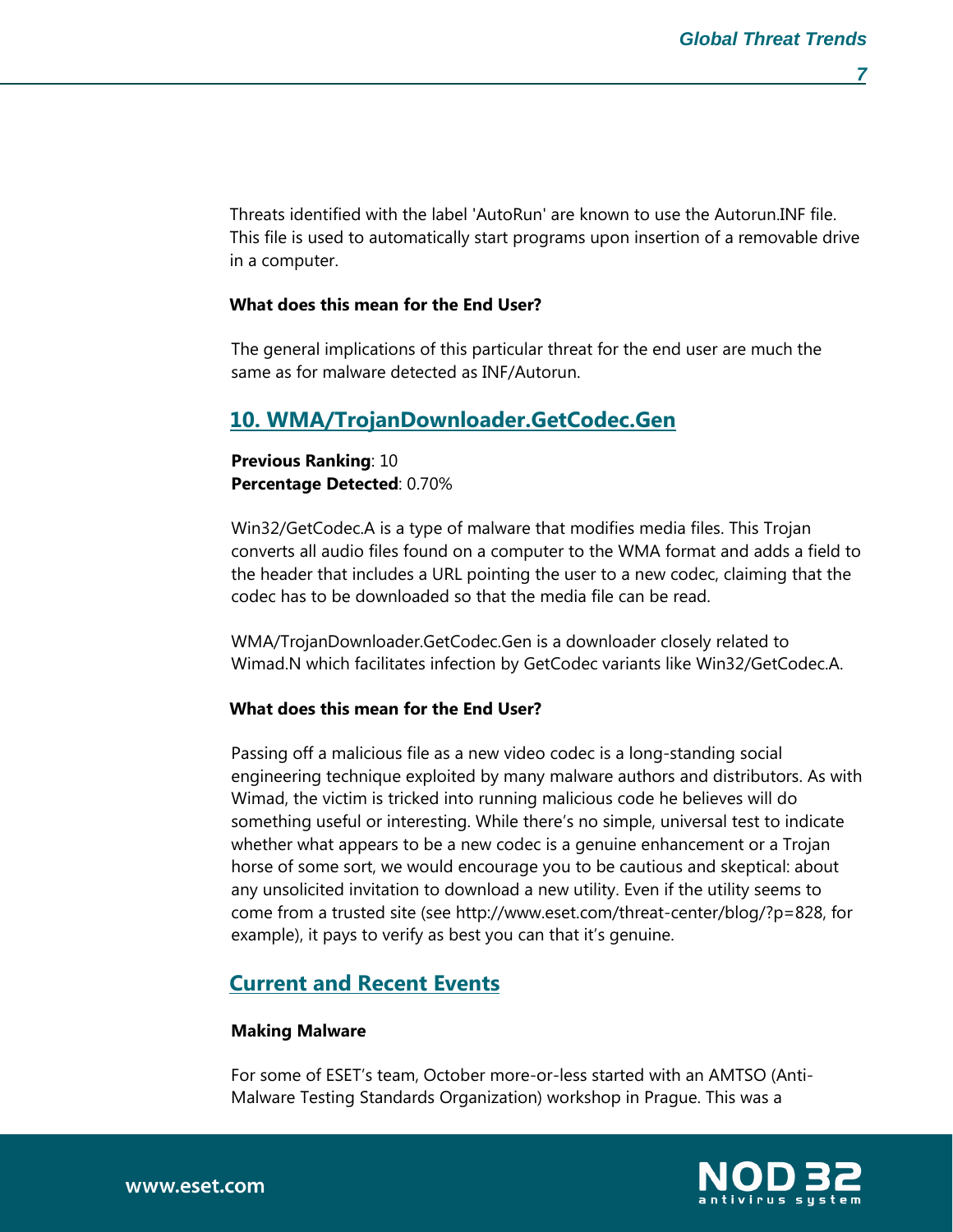Threats identified with the label 'AutoRun' are known to use the Autorun.INF file. This file is used to automatically start programs upon insertion of a removable drive in a computer.

**What does this mean for the End User?**

The general implications of this particular threat for the end user are much the same as for malware detected as INF/Autorun.

## 10. WMA/TrojanDownloader.GetCodec.Gen

**Previous Ranking**: 10
**Percentage Detected**: 0.70%

Win32/GetCodec.A is a type of malware that modifies media files. This Trojan converts all audio files found on a computer to the WMA format and adds a field to the header that includes a URL pointing the user to a new codec, claiming that the codec has to be downloaded so that the media file can be read.

WMA/TrojanDownloader.GetCodec.Gen is a downloader closely related to Wimad.N which facilitates infection by GetCodec variants like Win32/GetCodec.A.

**What does this mean for the End User?**

Passing off a malicious file as a new video codec is a long-standing social engineering technique exploited by many malware authors and distributors. As with Wimad, the victim is tricked into running malicious code he believes will do something useful or interesting. While there's no simple, universal test to indicate whether what appears to be a new codec is a genuine enhancement or a Trojan horse of some sort, we would encourage you to be cautious and skeptical: about any unsolicited invitation to download a new utility. Even if the utility seems to come from a trusted site (see http://www.eset.com/threat-center/blog/?p=828, for example), it pays to verify as best you can that it's genuine.

## Current and Recent Events

**Making Malware**

For some of ESET's team, October more-or-less started with an AMTSO (Anti-Malware Testing Standards Organization) workshop in Prague. This was a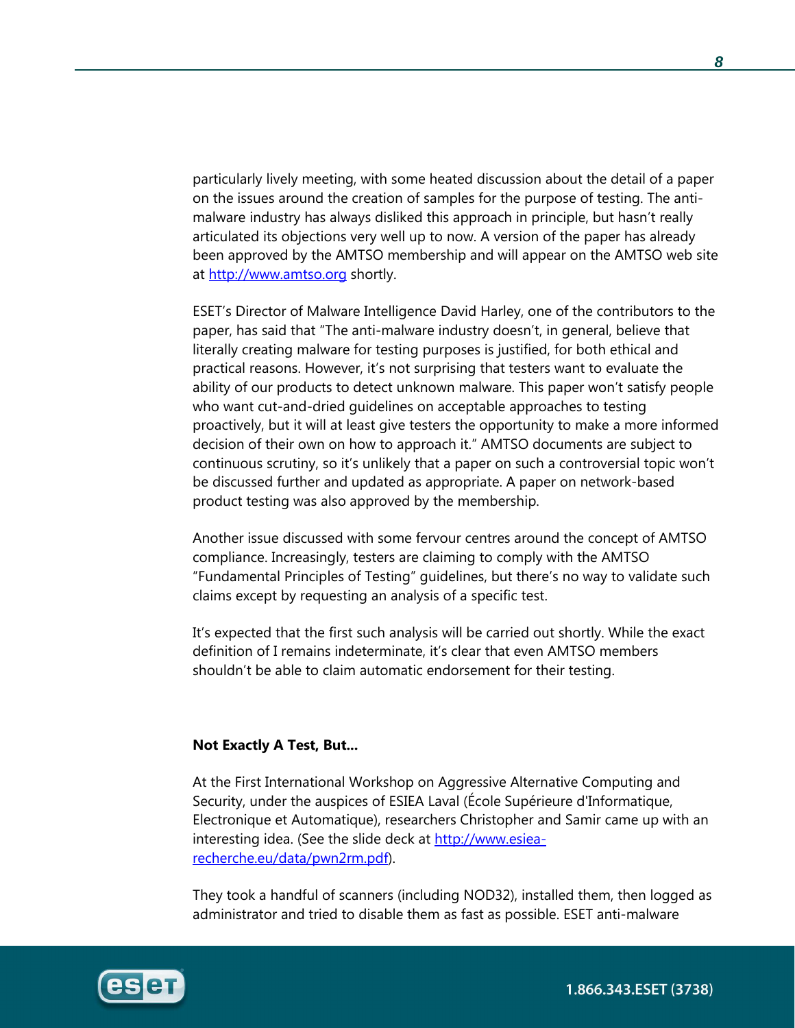particularly lively meeting, with some heated discussion about the detail of a paper on the issues around the creation of samples for the purpose of testing. The anti-malware industry has always disliked this approach in principle, but hasn't really articulated its objections very well up to now. A version of the paper has already been approved by the AMTSO membership and will appear on the AMTSO web site at http://www.amtso.org shortly.

ESET's Director of Malware Intelligence David Harley, one of the contributors to the paper, has said that "The anti-malware industry doesn't, in general, believe that literally creating malware for testing purposes is justified, for both ethical and practical reasons. However, it's not surprising that testers want to evaluate the ability of our products to detect unknown malware. This paper won't satisfy people who want cut-and-dried guidelines on acceptable approaches to testing proactively, but it will at least give testers the opportunity to make a more informed decision of their own on how to approach it." AMTSO documents are subject to continuous scrutiny, so it's unlikely that a paper on such a controversial topic won't be discussed further and updated as appropriate. A paper on network-based product testing was also approved by the membership.

Another issue discussed with some fervour centres around the concept of AMTSO compliance. Increasingly, testers are claiming to comply with the AMTSO "Fundamental Principles of Testing" guidelines, but there's no way to validate such claims except by requesting an analysis of a specific test.

It's expected that the first such analysis will be carried out shortly. While the exact definition of I remains indeterminate, it's clear that even AMTSO members shouldn't be able to claim automatic endorsement for their testing.

**Not Exactly A Test, But...**

At the First International Workshop on Aggressive Alternative Computing and Security, under the auspices of ESIEA Laval (École Supérieure d'Informatique, Electronique et Automatique), researchers Christopher and Samir came up with an interesting idea. (See the slide deck at http://www.esiea-recherche.eu/data/pwn2rm.pdf).

They took a handful of scanners (including NOD32), installed them, then logged as administrator and tried to disable them as fast as possible. ESET anti-malware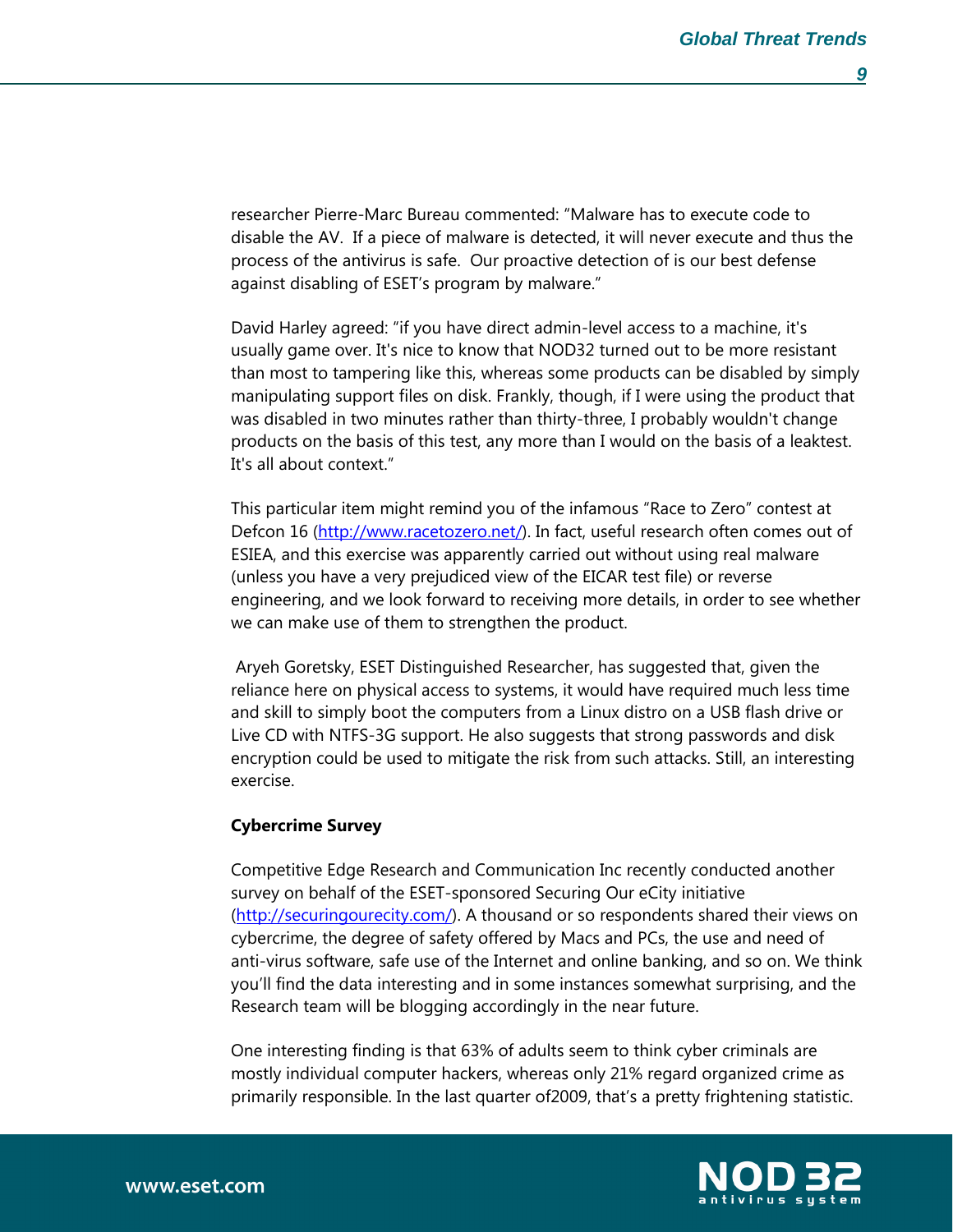researcher Pierre-Marc Bureau commented: "Malware has to execute code to disable the AV. If a piece of malware is detected, it will never execute and thus the process of the antivirus is safe. Our proactive detection of is our best defense against disabling of ESET's program by malware."

David Harley agreed: "if you have direct admin-level access to a machine, it's usually game over. It's nice to know that NOD32 turned out to be more resistant than most to tampering like this, whereas some products can be disabled by simply manipulating support files on disk. Frankly, though, if I were using the product that was disabled in two minutes rather than thirty-three, I probably wouldn't change products on the basis of this test, any more than I would on the basis of a leaktest. It's all about context."

This particular item might remind you of the infamous "Race to Zero" contest at Defcon 16 (http://www.racetozero.net/). In fact, useful research often comes out of ESIEA, and this exercise was apparently carried out without using real malware (unless you have a very prejudiced view of the EICAR test file) or reverse engineering, and we look forward to receiving more details, in order to see whether we can make use of them to strengthen the product.

Aryeh Goretsky, ESET Distinguished Researcher, has suggested that, given the reliance here on physical access to systems, it would have required much less time and skill to simply boot the computers from a Linux distro on a USB flash drive or Live CD with NTFS-3G support. He also suggests that strong passwords and disk encryption could be used to mitigate the risk from such attacks. Still, an interesting exercise.

**Cybercrime Survey**

Competitive Edge Research and Communication Inc recently conducted another survey on behalf of the ESET-sponsored Securing Our eCity initiative (http://securingourecity.com/). A thousand or so respondents shared their views on cybercrime, the degree of safety offered by Macs and PCs, the use and need of anti-virus software, safe use of the Internet and online banking, and so on. We think you'll find the data interesting and in some instances somewhat surprising, and the Research team will be blogging accordingly in the near future.

One interesting finding is that 63% of adults seem to think cyber criminals are mostly individual computer hackers, whereas only 21% regard organized crime as primarily responsible. In the last quarter of2009, that's a pretty frightening statistic.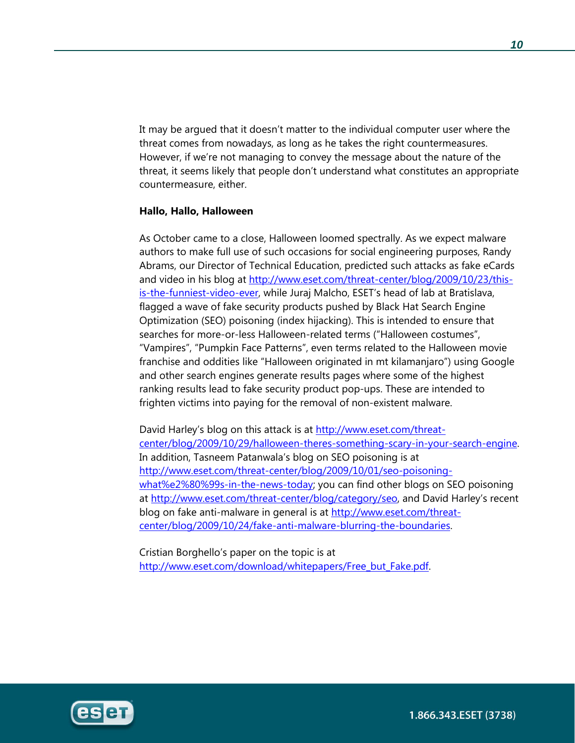It may be argued that it doesn't matter to the individual computer user where the threat comes from nowadays, as long as he takes the right countermeasures. However, if we're not managing to convey the message about the nature of the threat, it seems likely that people don't understand what constitutes an appropriate countermeasure, either.

**Hallo, Hallo, Halloween**

As October came to a close, Halloween loomed spectrally. As we expect malware authors to make full use of such occasions for social engineering purposes, Randy Abrams, our Director of Technical Education, predicted such attacks as fake eCards and video in his blog at http://www.eset.com/threat-center/blog/2009/10/23/this-is-the-funniest-video-ever, while Juraj Malcho, ESET's head of lab at Bratislava, flagged a wave of fake security products pushed by Black Hat Search Engine Optimization (SEO) poisoning (index hijacking). This is intended to ensure that searches for more-or-less Halloween-related terms ("Halloween costumes", "Vampires", "Pumpkin Face Patterns", even terms related to the Halloween movie franchise and oddities like "Halloween originated in mt kilamanjaro") using Google and other search engines generate results pages where some of the highest ranking results lead to fake security product pop-ups. These are intended to frighten victims into paying for the removal of non-existent malware.

David Harley's blog on this attack is at http://www.eset.com/threat-center/blog/2009/10/29/halloween-theres-something-scary-in-your-search-engine. In addition, Tasneem Patanwala's blog on SEO poisoning is at http://www.eset.com/threat-center/blog/2009/10/01/seo-poisoning-what%e2%80%99s-in-the-news-today; you can find other blogs on SEO poisoning at http://www.eset.com/threat-center/blog/category/seo, and David Harley's recent blog on fake anti-malware in general is at http://www.eset.com/threat-center/blog/2009/10/24/fake-anti-malware-blurring-the-boundaries.

Cristian Borghello's paper on the topic is at http://www.eset.com/download/whitepapers/Free_but_Fake.pdf.